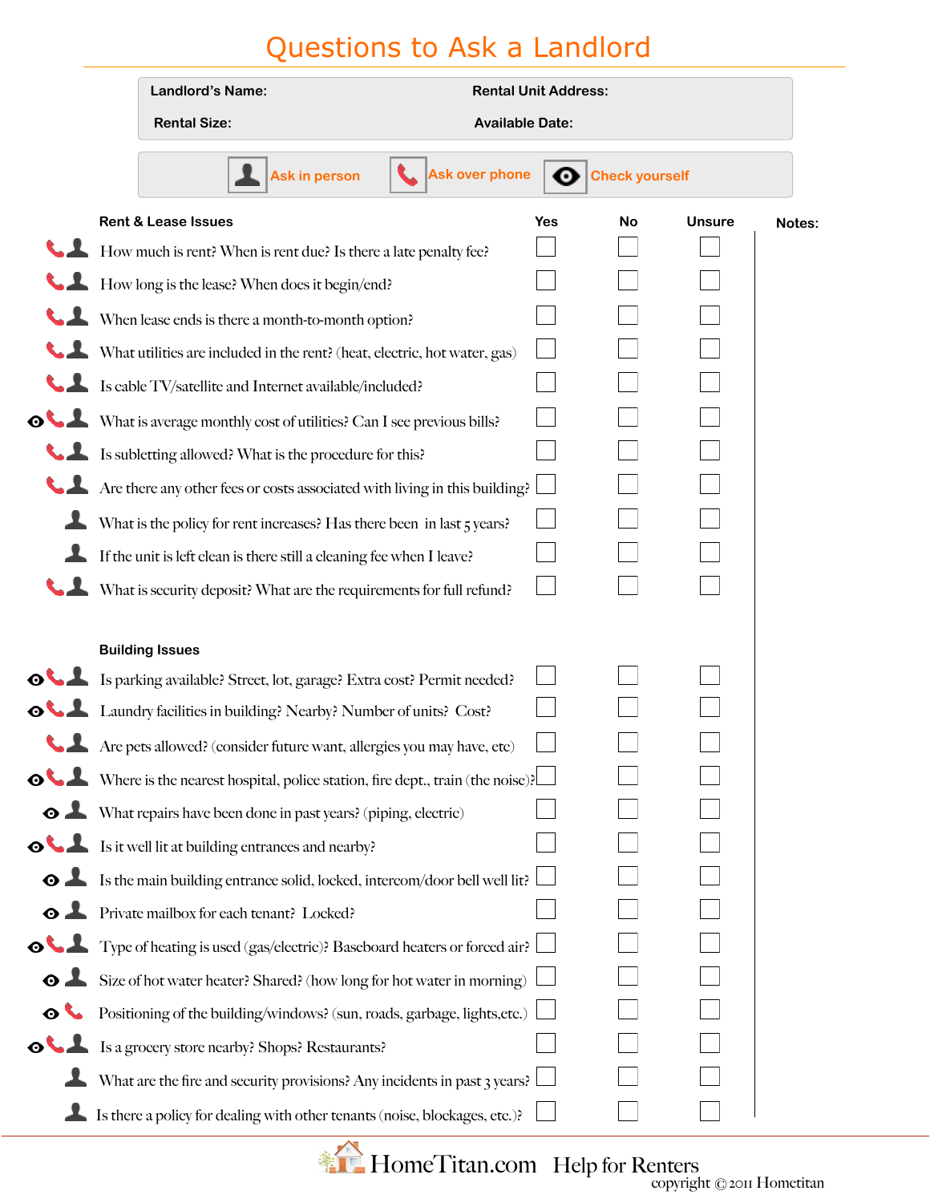# Questions to Ask a Landlord

| Landlord's Name: | Rental Unit Address: |
|---|---|
| Rental Size: | Available Date: |

Ask in person | Ask over phone | Check yourself

| Rent & Lease Issues | Yes | No | Unsure | Notes: |
|---|---|---|---|---|
| How much is rent? When is rent due? Is there a late penalty fee? | ☐ | ☐ | ☐ | |
| How long is the lease? When does it begin/end? | ☐ | ☐ | ☐ | |
| When lease ends is there a month-to-month option? | ☐ | ☐ | ☐ | |
| What utilities are included in the rent? (heat, electric, hot water, gas) | ☐ | ☐ | ☐ | |
| Is cable TV/satellite and Internet available/included? | ☐ | ☐ | ☐ | |
| What is average monthly cost of utilities? Can I see previous bills? | ☐ | ☐ | ☐ | |
| Is subletting allowed? What is the procedure for this? | ☐ | ☐ | ☐ | |
| Are there any other fees or costs associated with living in this building? | ☐ | ☐ | ☐ | |
| What is the policy for rent increases? Has there been in last 5 years? | ☐ | ☐ | ☐ | |
| If the unit is left clean is there still a cleaning fee when I leave? | ☐ | ☐ | ☐ | |
| What is security deposit? What are the requirements for full refund? | ☐ | ☐ | ☐ | |

| Building Issues | Yes | No | Unsure | Notes: |
|---|---|---|---|---|
| Is parking available? Street, lot, garage? Extra cost? Permit needed? | ☐ | ☐ | ☐ | |
| Laundry facilities in building? Nearby? Number of units? Cost? | ☐ | ☐ | ☐ | |
| Are pets allowed? (consider future want, allergies you may have, etc) | ☐ | ☐ | ☐ | |
| Where is the nearest hospital, police station, fire dept., train (the noise)? | ☐ | ☐ | ☐ | |
| What repairs have been done in past years? (piping, electric) | ☐ | ☐ | ☐ | |
| Is it well lit at building entrances and nearby? | ☐ | ☐ | ☐ | |
| Is the main building entrance solid, locked, intercom/door bell well lit? | ☐ | ☐ | ☐ | |
| Private mailbox for each tenant? Locked? | ☐ | ☐ | ☐ | |
| Type of heating is used (gas/electric)? Baseboard heaters or forced air? | ☐ | ☐ | ☐ | |
| Size of hot water heater? Shared? (how long for hot water in morning) | ☐ | ☐ | ☐ | |
| Positioning of the building/windows? (sun, roads, garbage, lights,etc.) | ☐ | ☐ | ☐ | |
| Is a grocery store nearby? Shops? Restaurants? | ☐ | ☐ | ☐ | |
| What are the fire and security provisions? Any incidents in past 3 years? | ☐ | ☐ | ☐ | |
| Is there a policy for dealing with other tenants (noise, blockages, etc.)? | ☐ | ☐ | ☐ | |

HomeTitan.com Help for Renters

copyright © 2011 Hometitan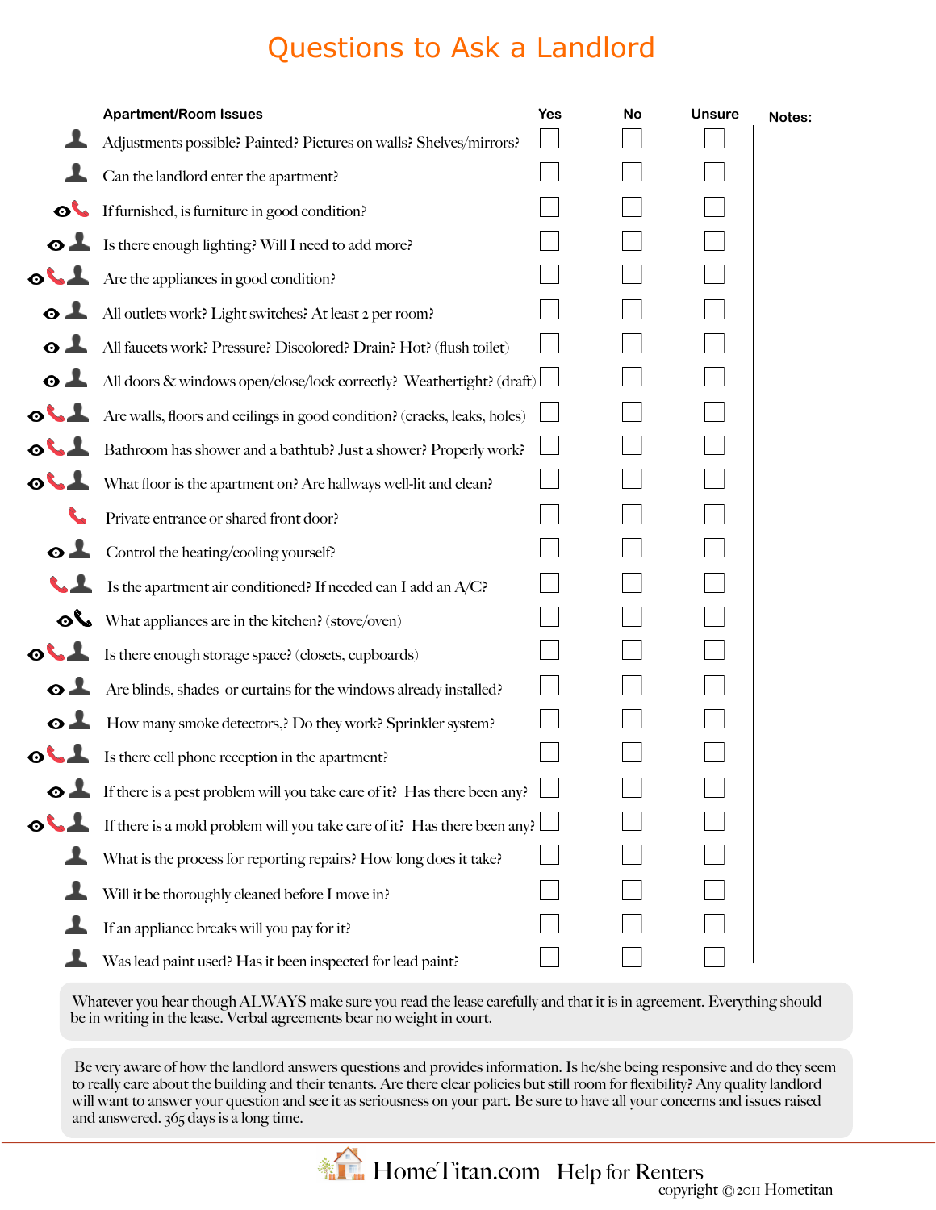# Questions to Ask a Landlord

| Apartment/Room Issues | Yes | No | Unsure | Notes: |
|---|---|---|---|---|
| Adjustments possible? Painted? Pictures on walls? Shelves/mirrors? | ☐ | ☐ | ☐ | |
| Can the landlord enter the apartment? | ☐ | ☐ | ☐ | |
| If furnished, is furniture in good condition? | ☐ | ☐ | ☐ | |
| Is there enough lighting? Will I need to add more? | ☐ | ☐ | ☐ | |
| Are the appliances in good condition? | ☐ | ☐ | ☐ | |
| All outlets work? Light switches? At least 2 per room? | ☐ | ☐ | ☐ | |
| All faucets work? Pressure? Discolored? Drain? Hot? (flush toilet) | ☐ | ☐ | ☐ | |
| All doors & windows open/close/lock correctly? Weathertight? (draft) | ☐ | ☐ | ☐ | |
| Are walls, floors and ceilings in good condition? (cracks, leaks, holes) | ☐ | ☐ | ☐ | |
| Bathroom has shower and a bathtub? Just a shower? Properly work? | ☐ | ☐ | ☐ | |
| What floor is the apartment on? Are hallways well-lit and clean? | ☐ | ☐ | ☐ | |
| Private entrance or shared front door? | ☐ | ☐ | ☐ | |
| Control the heating/cooling yourself? | ☐ | ☐ | ☐ | |
| Is the apartment air conditioned? If needed can I add an A/C? | ☐ | ☐ | ☐ | |
| What appliances are in the kitchen? (stove/oven) | ☐ | ☐ | ☐ | |
| Is there enough storage space? (closets, cupboards) | ☐ | ☐ | ☐ | |
| Are blinds, shades or curtains for the windows already installed? | ☐ | ☐ | ☐ | |
| How many smoke detectors,? Do they work? Sprinkler system? | ☐ | ☐ | ☐ | |
| Is there cell phone reception in the apartment? | ☐ | ☐ | ☐ | |
| If there is a pest problem will you take care of it? Has there been any? | ☐ | ☐ | ☐ | |
| If there is a mold problem will you take care of it? Has there been any? | ☐ | ☐ | ☐ | |
| What is the process for reporting repairs? How long does it take? | ☐ | ☐ | ☐ | |
| Will it be thoroughly cleaned before I move in? | ☐ | ☐ | ☐ | |
| If an appliance breaks will you pay for it? | ☐ | ☐ | ☐ | |
| Was lead paint used? Has it been inspected for lead paint? | ☐ | ☐ | ☐ | |

Whatever you hear though ALWAYS make sure you read the lease carefully and that it is in agreement. Everything should be in writing in the lease. Verbal agreements bear no weight in court.

Be very aware of how the landlord answers questions and provides information. Is he/she being responsive and do they seem to really care about the building and their tenants. Are there clear policies but still room for flexibility? Any quality landlord will want to answer your question and see it as seriousness on your part. Be sure to have all your concerns and issues raised and answered. 365 days is a long time.

HomeTitan.com Help for Renters

copyright © 2011 Hometitan